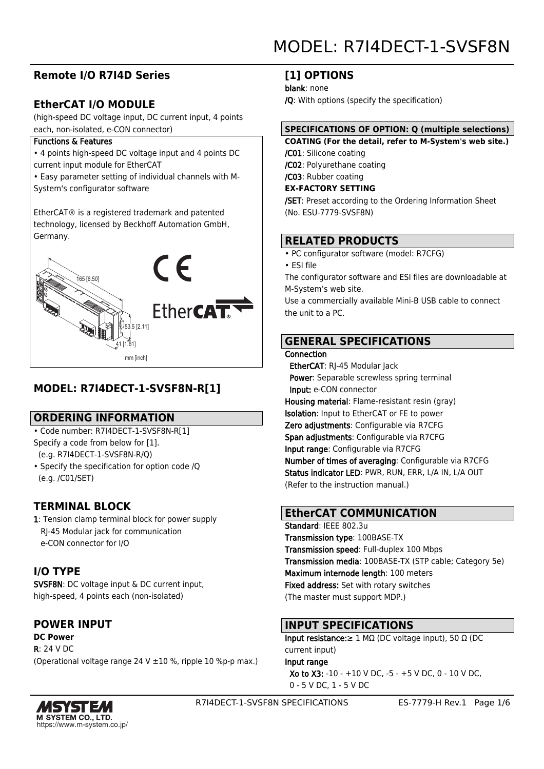# MODEL: R7I4DECT-1-SVSF8N

## Remote I/O R7I4D Series

## EtherCAT I/O MODULE

(high-speed DC voltage input, DC current input, 4 points each, non-isolated, e-CON connector)

**Functions & Features**

- 4 points high-speed DC voltage input and 4 points DC current input module for EtherCAT
- Easy parameter setting of individual channels with M-System's configurator software

EtherCAT® is a registered trademark and patented technology, licensed by Beckhoff Automation GmbH, Germany.

165 [6.50]

53.5 [2.11]

41 [1.61]

mm [inch]

## MODEL: R7I4DECT-1-SVSF8N-R[1]

## ORDERING INFORMATION

- Code number: R7I4DECT-1-SVSF8N-R[1]
  Specify a code from below for [1].
  (e.g. R7I4DECT-1-SVSF8N-R/Q)
- Specify the specification for option code /Q
  (e.g. /C01/SET)

## TERMINAL BLOCK

**1**: Tension clamp terminal block for power supply
RJ-45 Modular jack for communication
e-CON connector for I/O

## I/O TYPE

**SVSF8N**: DC voltage input & DC current input, high-speed, 4 points each (non-isolated)

## POWER INPUT

**DC Power**

**R**: 24 V DC
(Operational voltage range 24 V ±10 %, ripple 10 %p-p max.)

## [1] OPTIONS

**blank**: none
**/Q**: With options (specify the specification)

### SPECIFICATIONS OF OPTION: Q (multiple selections)

**COATING (For the detail, refer to M-System's web site.)**

**/C01**: Silicone coating
**/C02**: Polyurethane coating
**/C03**: Rubber coating

**EX-FACTORY SETTING**

**/SET**: Preset according to the Ordering Information Sheet (No. ESU-7779-SVSF8N)

## RELATED PRODUCTS

- PC configurator software (model: R7CFG)
- ESI file

The configurator software and ESI files are downloadable at M-System's web site.

Use a commercially available Mini-B USB cable to connect the unit to a PC.

## GENERAL SPECIFICATIONS

**Connection**

**EtherCAT**: RJ-45 Modular Jack
**Power**: Separable screwless spring terminal
**Input:** e-CON connector

**Housing material**: Flame-resistant resin (gray)
**Isolation**: Input to EtherCAT or FE to power
**Zero adjustments**: Configurable via R7CFG
**Span adjustments**: Configurable via R7CFG
**Input range**: Configurable via R7CFG
**Number of times of averaging**: Configurable via R7CFG
**Status indicator LED**: PWR, RUN, ERR, L/A IN, L/A OUT
(Refer to the instruction manual.)

## EtherCAT COMMUNICATION

**Standard**: IEEE 802.3u
**Transmission type**: 100BASE-TX
**Transmission speed**: Full-duplex 100 Mbps
**Transmission media**: 100BASE-TX (STP cable; Category 5e)
**Maximum internode length**: 100 meters
**Fixed address:** Set with rotary switches
(The master must support MDP.)

## INPUT SPECIFICATIONS

**Input resistance:**≥ 1 MΩ (DC voltage input), 50 Ω (DC current input)

**Input range**

**Xo to X3:** -10 - +10 V DC, -5 - +5 V DC, 0 - 10 V DC, 0 - 5 V DC, 1 - 5 V DC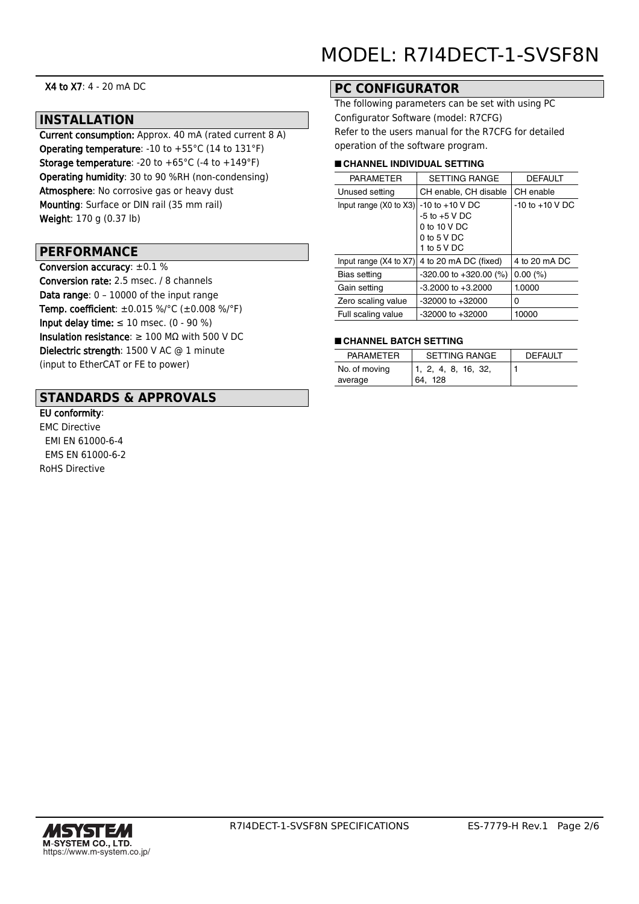**X4 to X7**: 4 - 20 mA DC

## INSTALLATION

**Current consumption:** Approx. 40 mA (rated current 8 A)
**Operating temperature**: -10 to +55°C (14 to 131°F)
**Storage temperature**: -20 to +65°C (-4 to +149°F)
**Operating humidity**: 30 to 90 %RH (non-condensing)
**Atmosphere**: No corrosive gas or heavy dust
**Mounting**: Surface or DIN rail (35 mm rail)
**Weight**: 170 g (0.37 lb)

## PERFORMANCE

**Conversion accuracy**: ±0.1 %
**Conversion rate:** 2.5 msec. / 8 channels
**Data range**: 0 – 10000 of the input range
**Temp. coefficient**: ±0.015 %/°C (±0.008 %/°F)
**Input delay time:** ≤ 10 msec. (0 - 90 %)
**Insulation resistance**: ≥ 100 MΩ with 500 V DC
**Dielectric strength**: 1500 V AC @ 1 minute
(input to EtherCAT or FE to power)

## STANDARDS & APPROVALS

**EU conformity**:
EMC Directive
EMI EN 61000-6-4
EMS EN 61000-6-2
RoHS Directive

## PC CONFIGURATOR

The following parameters can be set with using PC Configurator Software (model: R7CFG)
Refer to the users manual for the R7CFG for detailed operation of the software program.

### ■ CHANNEL INDIVIDUAL SETTING

| PARAMETER | SETTING RANGE | DEFAULT |
|---|---|---|
| Unused setting | CH enable, CH disable | CH enable |
| Input range (X0 to X3) | -10 to +10 V DC<br>-5 to +5 V DC<br>0 to 10 V DC<br>0 to 5 V DC<br>1 to 5 V DC | -10 to +10 V DC |
| Input range (X4 to X7) | 4 to 20 mA DC (fixed) | 4 to 20 mA DC |
| Bias setting | -320.00 to +320.00 (%) | 0.00 (%) |
| Gain setting | -3.2000 to +3.2000 | 1.0000 |
| Zero scaling value | -32000 to +32000 | 0 |
| Full scaling value | -32000 to +32000 | 10000 |

### ■ CHANNEL BATCH SETTING

| PARAMETER | SETTING RANGE | DEFAULT |
|---|---|---|
| No. of moving average | 1, 2, 4, 8, 16, 32, 64, 128 | 1 |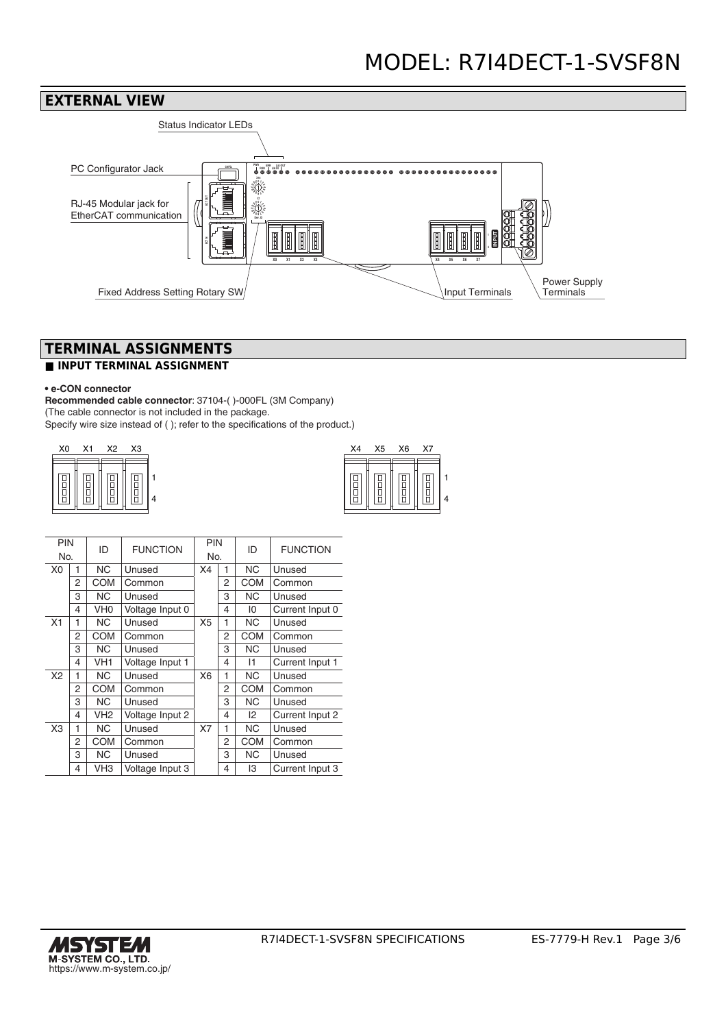# MODEL: R7I4DECT-1-SVSF8N

## EXTERNAL VIEW

Status Indicator LEDs

PC Configurator Jack

RJ-45 Modular jack for EtherCAT communication

Fixed Address Setting Rotary SW

Input Terminals

Power Supply Terminals

## TERMINAL ASSIGNMENTS

### ■ INPUT TERMINAL ASSIGNMENT

**• e-CON connector**

**Recommended cable connector**: 37104-( )-000FL (3M Company)
(The cable connector is not included in the package.
Specify wire size instead of ( ); refer to the specifications of the product.)

X0 X1 X2 X3 — pins 1 to 4

X4 X5 X6 X7 — pins 1 to 4

| PIN No. | | ID | FUNCTION | PIN No. | | ID | FUNCTION |
|---|---|---|---|---|---|---|---|
| X0 | 1 | NC | Unused | X4 | 1 | NC | Unused |
| | 2 | COM | Common | | 2 | COM | Common |
| | 3 | NC | Unused | | 3 | NC | Unused |
| | 4 | VH0 | Voltage Input 0 | | 4 | I0 | Current Input 0 |
| X1 | 1 | NC | Unused | X5 | 1 | NC | Unused |
| | 2 | COM | Common | | 2 | COM | Common |
| | 3 | NC | Unused | | 3 | NC | Unused |
| | 4 | VH1 | Voltage Input 1 | | 4 | I1 | Current Input 1 |
| X2 | 1 | NC | Unused | X6 | 1 | NC | Unused |
| | 2 | COM | Common | | 2 | COM | Common |
| | 3 | NC | Unused | | 3 | NC | Unused |
| | 4 | VH2 | Voltage Input 2 | | 4 | I2 | Current Input 2 |
| X3 | 1 | NC | Unused | X7 | 1 | NC | Unused |
| | 2 | COM | Common | | 2 | COM | Common |
| | 3 | NC | Unused | | 3 | NC | Unused |
| | 4 | VH3 | Voltage Input 3 | | 4 | I3 | Current Input 3 |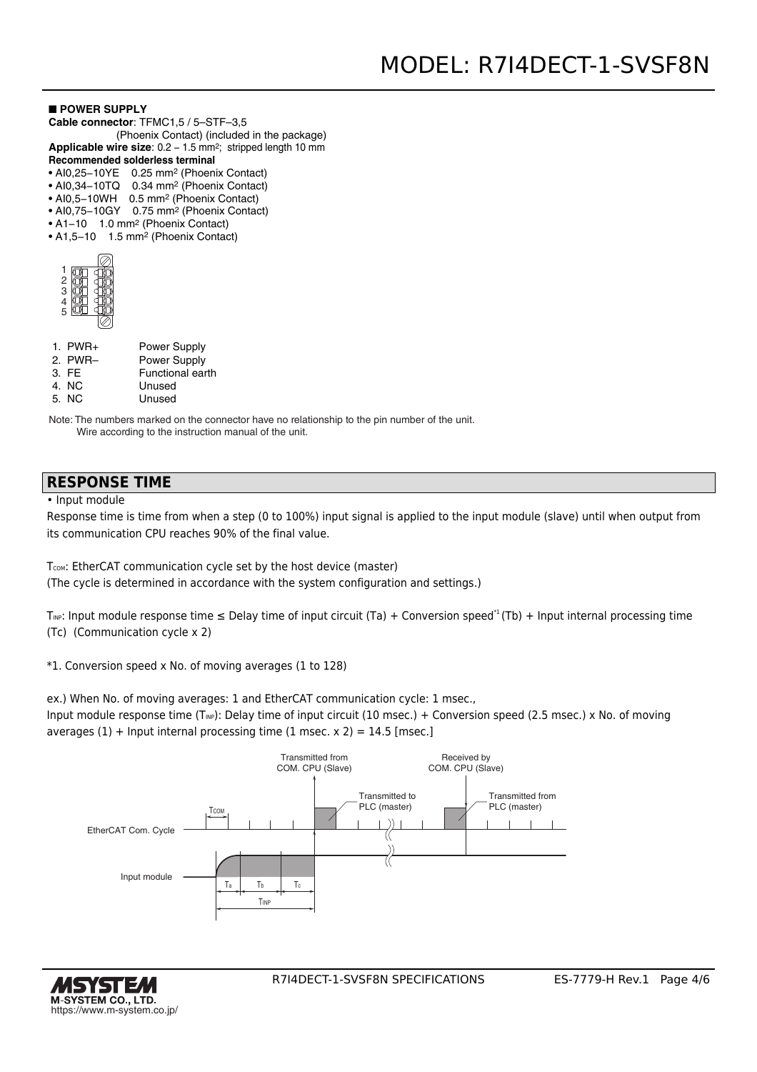### ■ POWER SUPPLY

**Cable connector**: TFMC1,5 / 5–STF–3,5 (Phoenix Contact) (included in the package)

**Applicable wire size**: 0.2 – 1.5 mm²; stripped length 10 mm

**Recommended solderless terminal**

- AI0,25–10YE 0.25 mm² (Phoenix Contact)
- AI0,34–10TQ 0.34 mm² (Phoenix Contact)
- AI0,5–10WH 0.5 mm² (Phoenix Contact)
- AI0,75–10GY 0.75 mm² (Phoenix Contact)
- A1–10 1.0 mm² (Phoenix Contact)
- A1,5–10 1.5 mm² (Phoenix Contact)

| No. | Signal | Description |
|---|---|---|
| 1. | PWR+ | Power Supply |
| 2. | PWR– | Power Supply |
| 3. | FE | Functional earth |
| 4. | NC | Unused |
| 5. | NC | Unused |

Note: The numbers marked on the connector have no relationship to the pin number of the unit. Wire according to the instruction manual of the unit.

## RESPONSE TIME

• Input module

Response time is time from when a step (0 to 100%) input signal is applied to the input module (slave) until when output from its communication CPU reaches 90% of the final value.

$T_{COM}$: EtherCAT communication cycle set by the host device (master)
(The cycle is determined in accordance with the system configuration and settings.)

$T_{INP}$: Input module response time ≤ Delay time of input circuit (Ta) + Conversion speed[*1] (Tb) + Input internal processing time (Tc) (Communication cycle x 2)

*1. Conversion speed x No. of moving averages (1 to 128)

ex.) When No. of moving averages: 1 and EtherCAT communication cycle: 1 msec.,
Input module response time ($T_{INP}$): Delay time of input circuit (10 msec.) + Conversion speed (2.5 msec.) x No. of moving averages (1) + Input internal processing time (1 msec. x 2) = 14.5 [msec.]

Transmitted from COM. CPU (Slave) | Transmitted to PLC (master) | Received by COM. CPU (Slave) | Transmitted from PLC (master)

$T_{COM}$ | EtherCAT Com. Cycle | Input module | $T_a$ | $T_b$ | $T_c$ | $T_{INP}$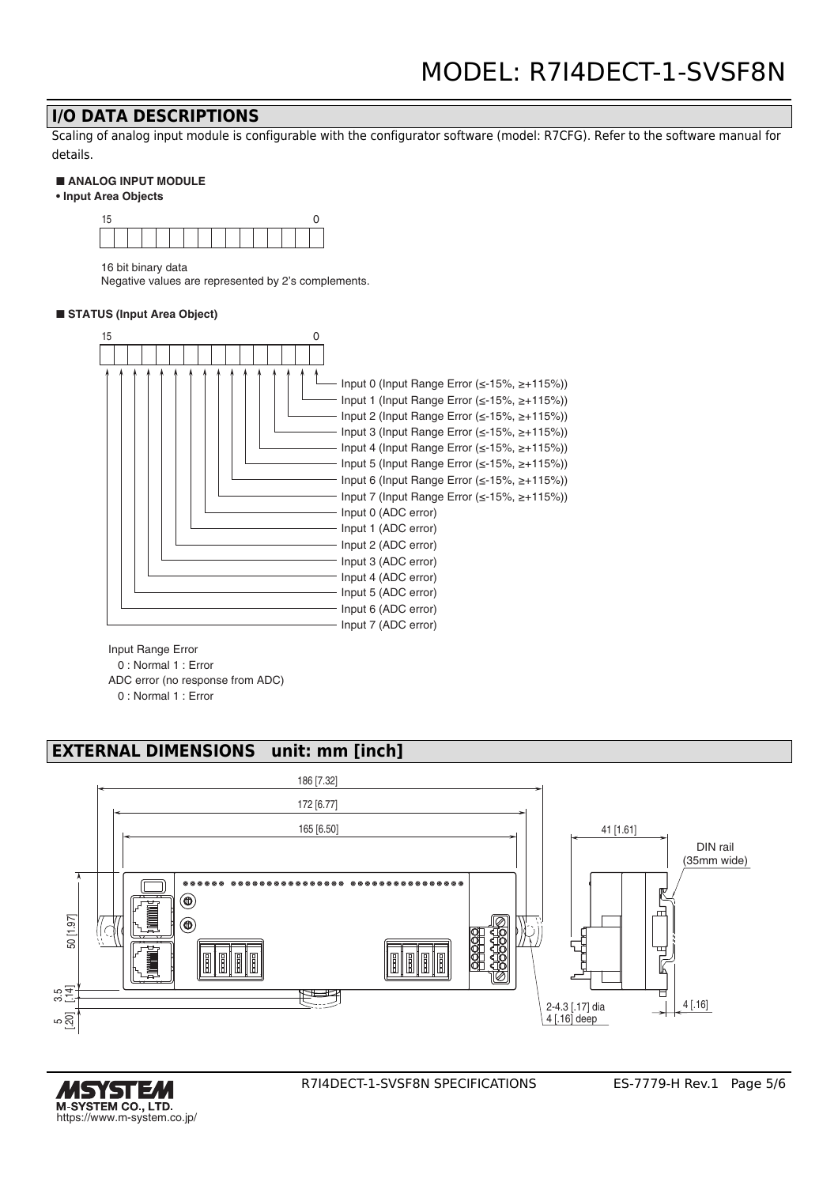## I/O DATA DESCRIPTIONS

Scaling of analog input module is configurable with the configurator software (model: R7CFG). Refer to the software manual for details.

### ■ ANALOG INPUT MODULE

**• Input Area Objects**

15 ... 0

16 bit binary data
Negative values are represented by 2's complements.

### ■ STATUS (Input Area Object)

15 ... 0

| Bit | Description |
|---|---|
| 0 | Input 0 (Input Range Error (≤-15%, ≥+115%)) |
| 1 | Input 1 (Input Range Error (≤-15%, ≥+115%)) |
| 2 | Input 2 (Input Range Error (≤-15%, ≥+115%)) |
| 3 | Input 3 (Input Range Error (≤-15%, ≥+115%)) |
| 4 | Input 4 (Input Range Error (≤-15%, ≥+115%)) |
| 5 | Input 5 (Input Range Error (≤-15%, ≥+115%)) |
| 6 | Input 6 (Input Range Error (≤-15%, ≥+115%)) |
| 7 | Input 7 (Input Range Error (≤-15%, ≥+115%)) |
| 8 | Input 0 (ADC error) |
| 9 | Input 1 (ADC error) |
| 10 | Input 2 (ADC error) |
| 11 | Input 3 (ADC error) |
| 12 | Input 4 (ADC error) |
| 13 | Input 5 (ADC error) |
| 14 | Input 6 (ADC error) |
| 15 | Input 7 (ADC error) |

Input Range Error
  0 : Normal 1 : Error
ADC error (no response from ADC)
  0 : Normal 1 : Error

## EXTERNAL DIMENSIONS unit: mm [inch]

186 [7.32]
172 [6.77]
165 [6.50]
41 [1.61]
DIN rail (35mm wide)
50 [1.97]
3.5 [.14]
5 [.20]
2-4.3 [.17] dia 4 [.16] deep
4 [.16]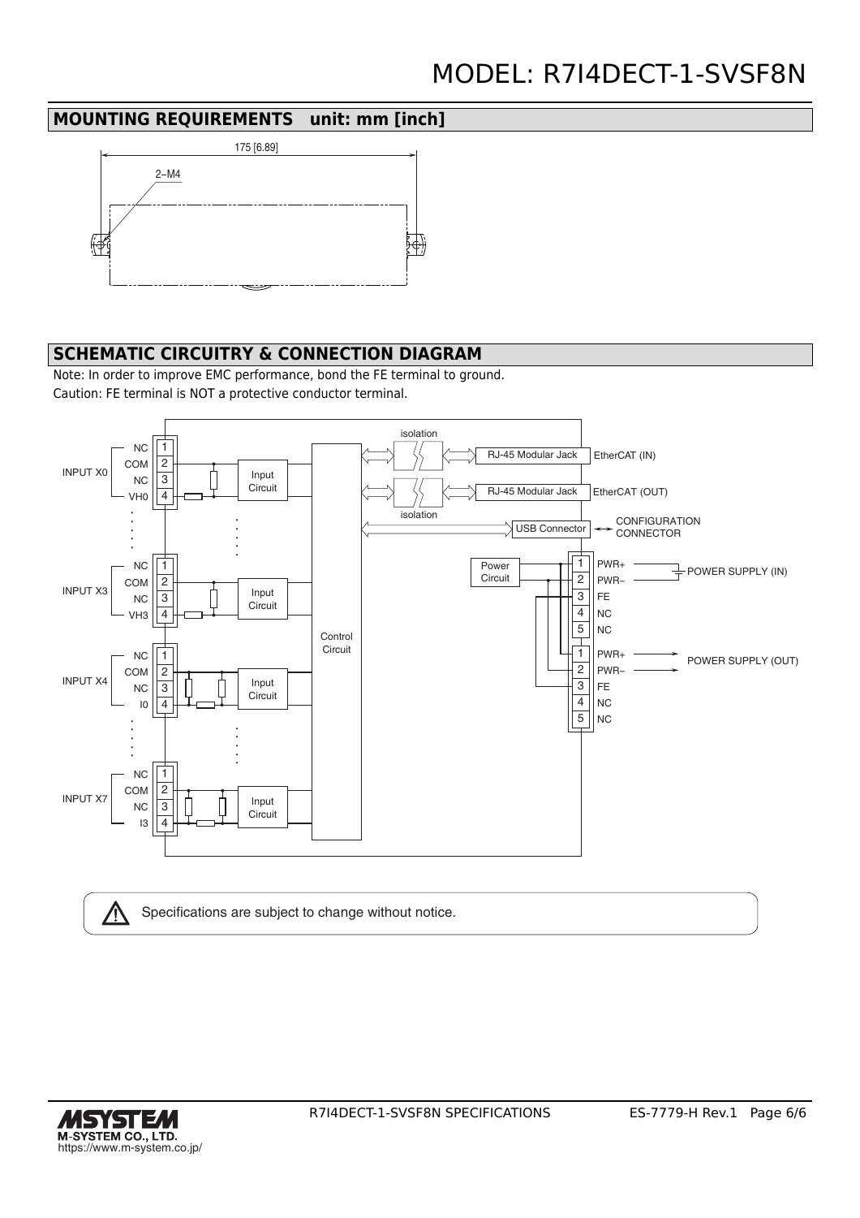# MODEL: R7I4DECT-1-SVSF8N

## MOUNTING REQUIREMENTS unit: mm [inch]

175 [6.89]

2–M4

## SCHEMATIC CIRCUITRY & CONNECTION DIAGRAM

Note: In order to improve EMC performance, bond the FE terminal to ground.

Caution: FE terminal is NOT a protective conductor terminal.

INPUT X0: 1 NC, 2 COM, 3 NC, 4 VH0 — Input Circuit

INPUT X3: 1 NC, 2 COM, 3 NC, 4 VH3 — Input Circuit

INPUT X4: 1 NC, 2 COM, 3 NC, 4 I0 — Input Circuit

INPUT X7: 1 NC, 2 COM, 3 NC, 4 I3 — Input Circuit

Control Circuit

isolation — RJ-45 Modular Jack — EtherCAT (IN)

isolation — RJ-45 Modular Jack — EtherCAT (OUT)

USB Connector — CONFIGURATION CONNECTOR

Power Circuit

1 PWR+, 2 PWR–, 3 FE, 4 NC, 5 NC — POWER SUPPLY (IN)

1 PWR+, 2 PWR–, 3 FE, 4 NC, 5 NC — POWER SUPPLY (OUT)

Specifications are subject to change without notice.